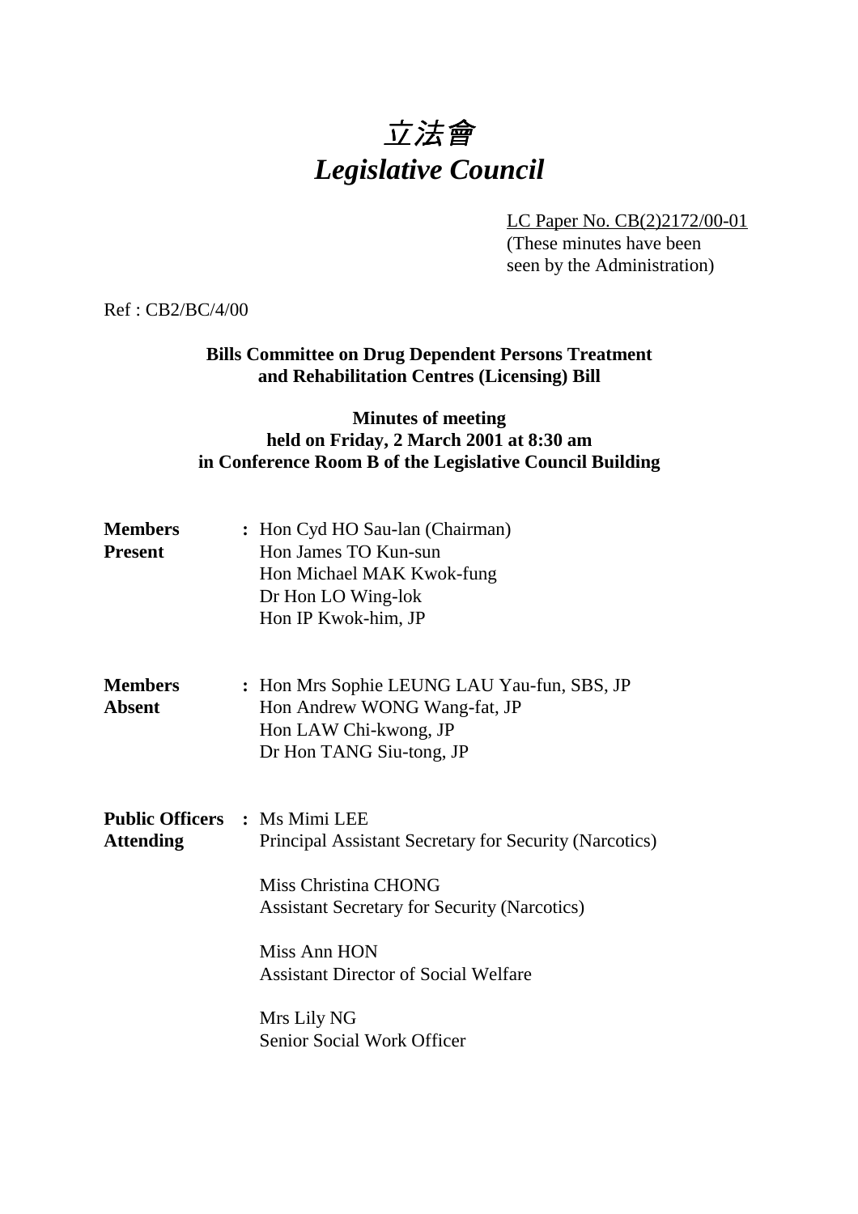# *立法會*
# *Legislative Council*

LC Paper No. CB(2)2172/00-01
(These minutes have been seen by the Administration)

Ref : CB2/BC/4/00

**Bills Committee on Drug Dependent Persons Treatment and Rehabilitation Centres (Licensing) Bill**

**Minutes of meeting held on Friday, 2 March 2001 at 8:30 am in Conference Room B of the Legislative Council Building**

**Members Present** : Hon Cyd HO Sau-lan (Chairman)
Hon James TO Kun-sun
Hon Michael MAK Kwok-fung
Dr Hon LO Wing-lok
Hon IP Kwok-him, JP

**Members Absent** : Hon Mrs Sophie LEUNG LAU Yau-fun, SBS, JP
Hon Andrew WONG Wang-fat, JP
Hon LAW Chi-kwong, JP
Dr Hon TANG Siu-tong, JP

**Public Officers Attending** : Ms Mimi LEE
Principal Assistant Secretary for Security (Narcotics)

Miss Christina CHONG
Assistant Secretary for Security (Narcotics)

Miss Ann HON
Assistant Director of Social Welfare

Mrs Lily NG
Senior Social Work Officer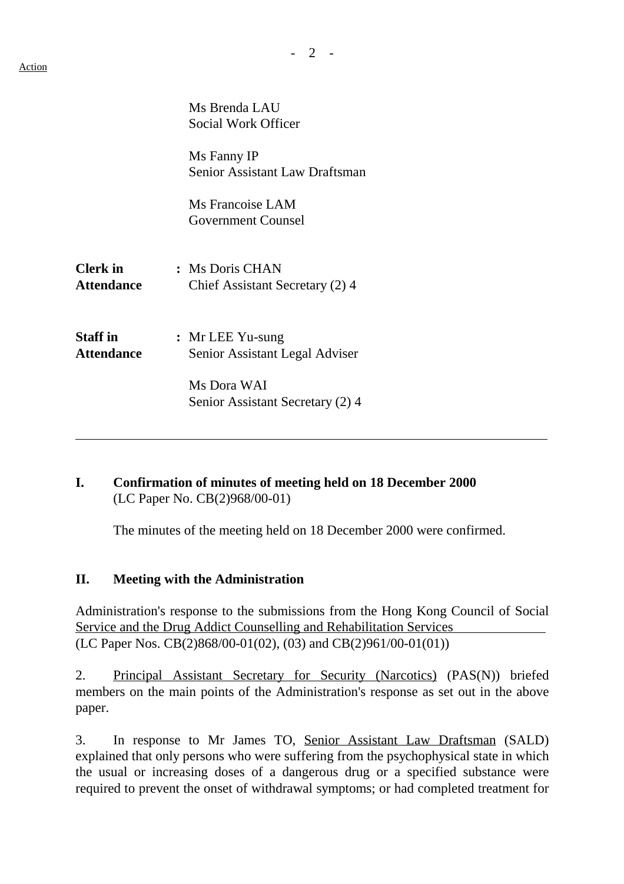Ms Brenda LAU
Social Work Officer

Ms Fanny IP
Senior Assistant Law Draftsman

Ms Francoise LAM
Government Counsel

**Clerk in Attendance** : Ms Doris CHAN
Chief Assistant Secretary (2) 4

**Staff in Attendance** : Mr LEE Yu-sung
Senior Assistant Legal Adviser

Ms Dora WAI
Senior Assistant Secretary (2) 4

---

## I. Confirmation of minutes of meeting held on 18 December 2000

(LC Paper No. CB(2)968/00-01)

The minutes of the meeting held on 18 December 2000 were confirmed.

## II. Meeting with the Administration

Administration's response to the submissions from the Hong Kong Council of Social Service and the Drug Addict Counselling and Rehabilitation Services
(LC Paper Nos. CB(2)868/00-01(02), (03) and CB(2)961/00-01(01))

2. Principal Assistant Secretary for Security (Narcotics) (PAS(N)) briefed members on the main points of the Administration's response as set out in the above paper.

3. In response to Mr James TO, Senior Assistant Law Draftsman (SALD) explained that only persons who were suffering from the psychophysical state in which the usual or increasing doses of a dangerous drug or a specified substance were required to prevent the onset of withdrawal symptoms; or had completed treatment for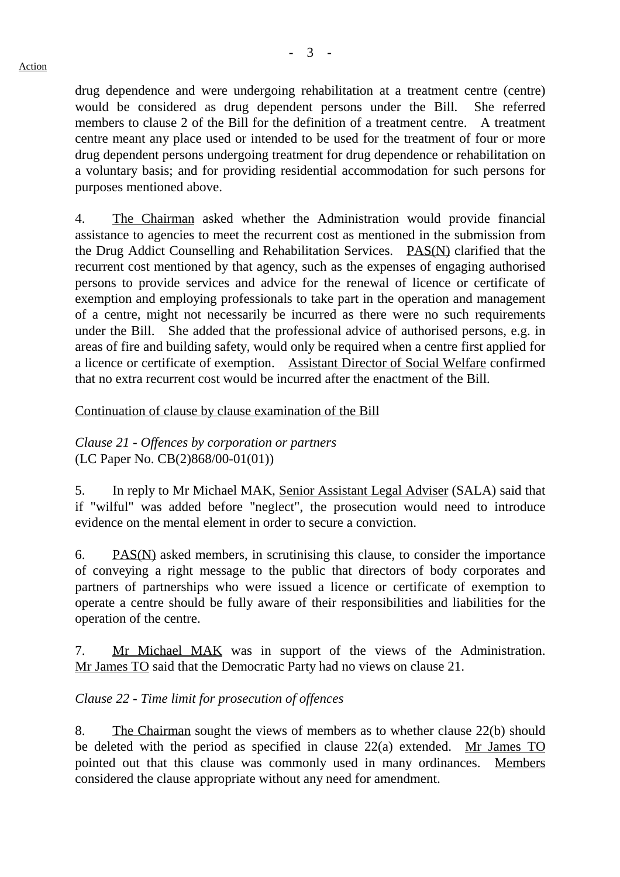drug dependence and were undergoing rehabilitation at a treatment centre (centre) would be considered as drug dependent persons under the Bill. She referred members to clause 2 of the Bill for the definition of a treatment centre. A treatment centre meant any place used or intended to be used for the treatment of four or more drug dependent persons undergoing treatment for drug dependence or rehabilitation on a voluntary basis; and for providing residential accommodation for such persons for purposes mentioned above.

4. The Chairman asked whether the Administration would provide financial assistance to agencies to meet the recurrent cost as mentioned in the submission from the Drug Addict Counselling and Rehabilitation Services. PAS(N) clarified that the recurrent cost mentioned by that agency, such as the expenses of engaging authorised persons to provide services and advice for the renewal of licence or certificate of exemption and employing professionals to take part in the operation and management of a centre, might not necessarily be incurred as there were no such requirements under the Bill. She added that the professional advice of authorised persons, e.g. in areas of fire and building safety, would only be required when a centre first applied for a licence or certificate of exemption. Assistant Director of Social Welfare confirmed that no extra recurrent cost would be incurred after the enactment of the Bill.

Continuation of clause by clause examination of the Bill

*Clause 21 - Offences by corporation or partners*
(LC Paper No. CB(2)868/00-01(01))

5. In reply to Mr Michael MAK, Senior Assistant Legal Adviser (SALA) said that if "wilful" was added before "neglect", the prosecution would need to introduce evidence on the mental element in order to secure a conviction.

6. PAS(N) asked members, in scrutinising this clause, to consider the importance of conveying a right message to the public that directors of body corporates and partners of partnerships who were issued a licence or certificate of exemption to operate a centre should be fully aware of their responsibilities and liabilities for the operation of the centre.

7. Mr Michael MAK was in support of the views of the Administration. Mr James TO said that the Democratic Party had no views on clause 21.

*Clause 22 - Time limit for prosecution of offences*

8. The Chairman sought the views of members as to whether clause 22(b) should be deleted with the period as specified in clause 22(a) extended. Mr James TO pointed out that this clause was commonly used in many ordinances. Members considered the clause appropriate without any need for amendment.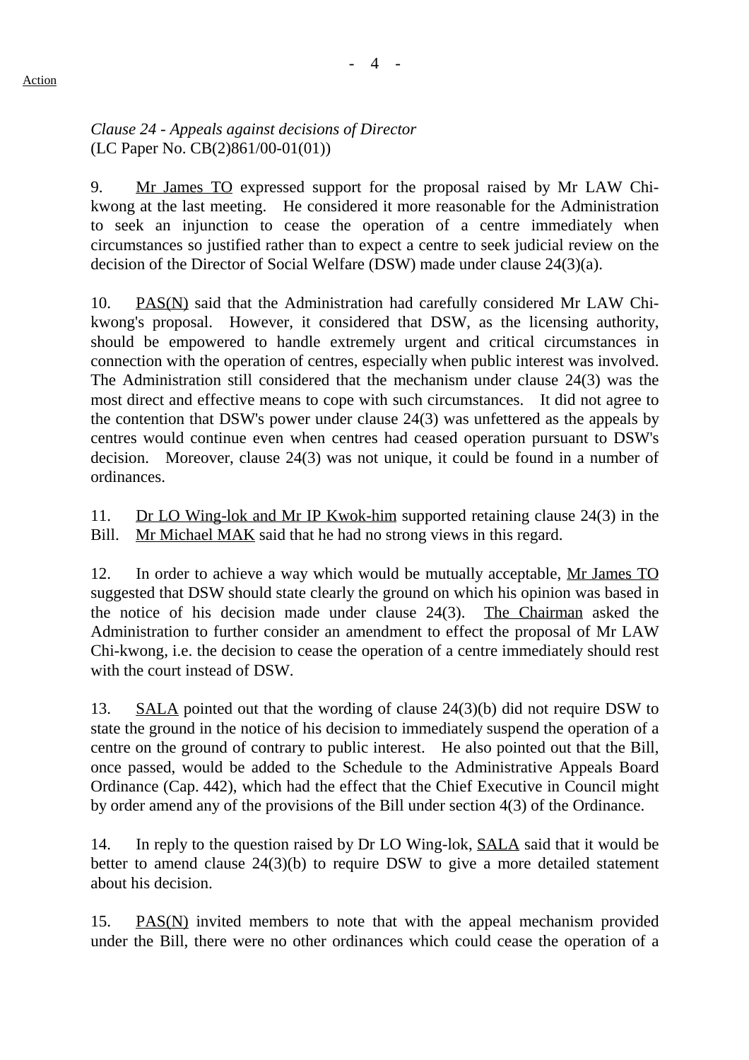*Clause 24 - Appeals against decisions of Director*
(LC Paper No. CB(2)861/00-01(01))

9. Mr James TO expressed support for the proposal raised by Mr LAW Chi-kwong at the last meeting. He considered it more reasonable for the Administration to seek an injunction to cease the operation of a centre immediately when circumstances so justified rather than to expect a centre to seek judicial review on the decision of the Director of Social Welfare (DSW) made under clause 24(3)(a).

10. PAS(N) said that the Administration had carefully considered Mr LAW Chi-kwong's proposal. However, it considered that DSW, as the licensing authority, should be empowered to handle extremely urgent and critical circumstances in connection with the operation of centres, especially when public interest was involved. The Administration still considered that the mechanism under clause 24(3) was the most direct and effective means to cope with such circumstances. It did not agree to the contention that DSW's power under clause 24(3) was unfettered as the appeals by centres would continue even when centres had ceased operation pursuant to DSW's decision. Moreover, clause 24(3) was not unique, it could be found in a number of ordinances.

11. Dr LO Wing-lok and Mr IP Kwok-him supported retaining clause 24(3) in the Bill. Mr Michael MAK said that he had no strong views in this regard.

12. In order to achieve a way which would be mutually acceptable, Mr James TO suggested that DSW should state clearly the ground on which his opinion was based in the notice of his decision made under clause 24(3). The Chairman asked the Administration to further consider an amendment to effect the proposal of Mr LAW Chi-kwong, i.e. the decision to cease the operation of a centre immediately should rest with the court instead of DSW.

13. SALA pointed out that the wording of clause 24(3)(b) did not require DSW to state the ground in the notice of his decision to immediately suspend the operation of a centre on the ground of contrary to public interest. He also pointed out that the Bill, once passed, would be added to the Schedule to the Administrative Appeals Board Ordinance (Cap. 442), which had the effect that the Chief Executive in Council might by order amend any of the provisions of the Bill under section 4(3) of the Ordinance.

14. In reply to the question raised by Dr LO Wing-lok, SALA said that it would be better to amend clause 24(3)(b) to require DSW to give a more detailed statement about his decision.

15. PAS(N) invited members to note that with the appeal mechanism provided under the Bill, there were no other ordinances which could cease the operation of a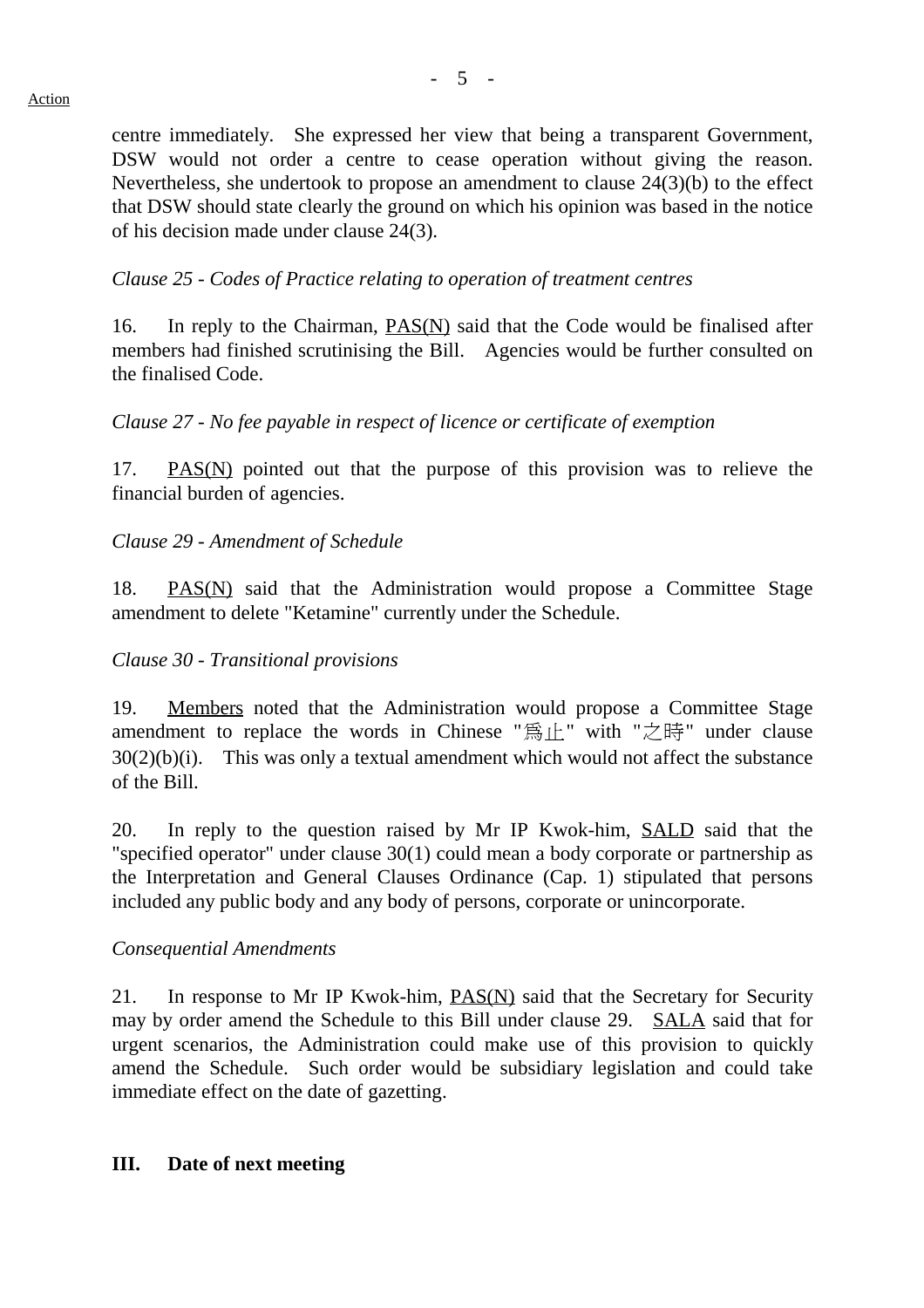centre immediately. She expressed her view that being a transparent Government, DSW would not order a centre to cease operation without giving the reason. Nevertheless, she undertook to propose an amendment to clause 24(3)(b) to the effect that DSW should state clearly the ground on which his opinion was based in the notice of his decision made under clause 24(3).

*Clause 25 - Codes of Practice relating to operation of treatment centres*

16. In reply to the Chairman, PAS(N) said that the Code would be finalised after members had finished scrutinising the Bill. Agencies would be further consulted on the finalised Code.

*Clause 27 - No fee payable in respect of licence or certificate of exemption*

17. PAS(N) pointed out that the purpose of this provision was to relieve the financial burden of agencies.

*Clause 29 - Amendment of Schedule*

18. PAS(N) said that the Administration would propose a Committee Stage amendment to delete "Ketamine" currently under the Schedule.

*Clause 30 - Transitional provisions*

19. Members noted that the Administration would propose a Committee Stage amendment to replace the words in Chinese "爲止" with "之時" under clause 30(2)(b)(i). This was only a textual amendment which would not affect the substance of the Bill.

20. In reply to the question raised by Mr IP Kwok-him, SALD said that the "specified operator" under clause 30(1) could mean a body corporate or partnership as the Interpretation and General Clauses Ordinance (Cap. 1) stipulated that persons included any public body and any body of persons, corporate or unincorporate.

*Consequential Amendments*

21. In response to Mr IP Kwok-him, PAS(N) said that the Secretary for Security may by order amend the Schedule to this Bill under clause 29. SALA said that for urgent scenarios, the Administration could make use of this provision to quickly amend the Schedule. Such order would be subsidiary legislation and could take immediate effect on the date of gazetting.

## III. Date of next meeting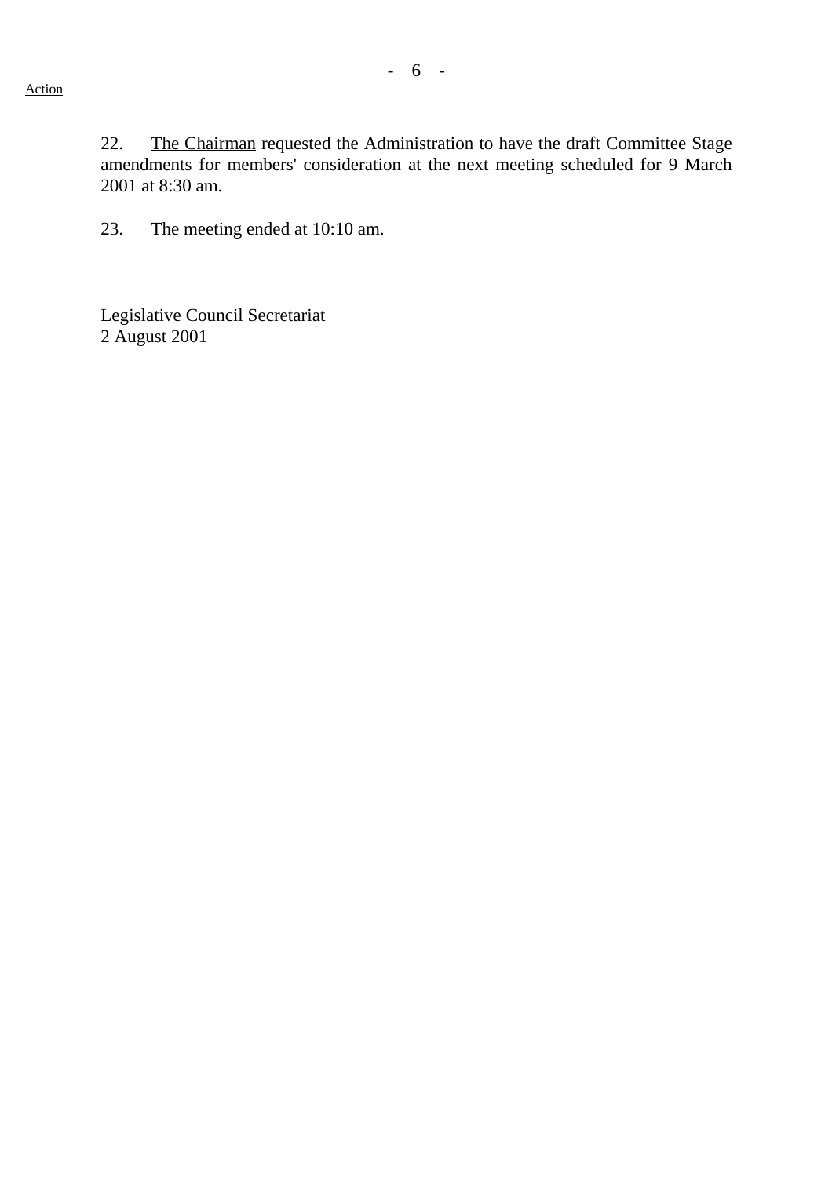Action

22. The Chairman requested the Administration to have the draft Committee Stage amendments for members' consideration at the next meeting scheduled for 9 March 2001 at 8:30 am.

23. The meeting ended at 10:10 am.

Legislative Council Secretariat
2 August 2001